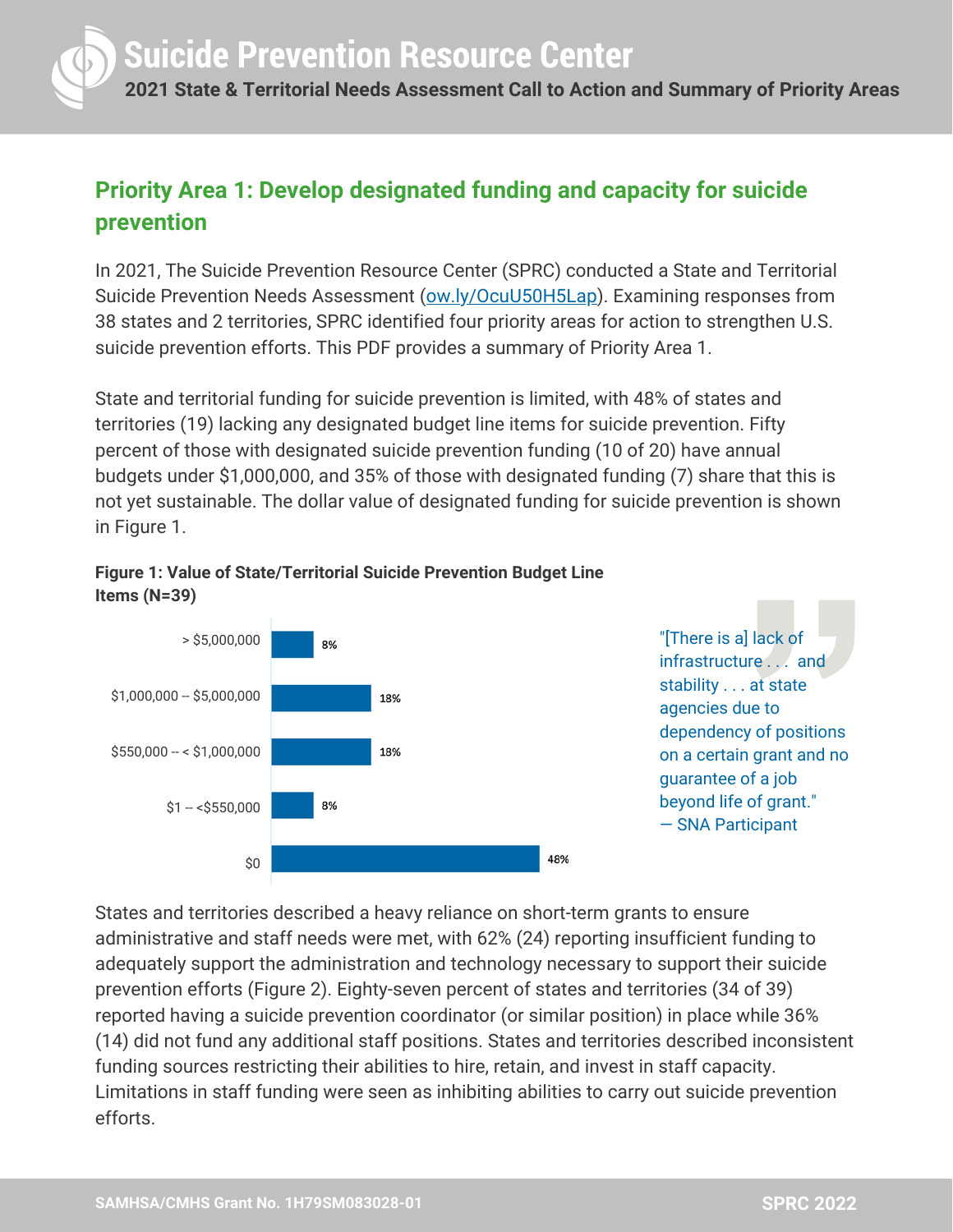# Suicide Prevention Resource Center

**2021 State & Territorial Needs Assessment Call to Action and Summary of Priority Areas**

## Priority Area 1: Develop designated funding and capacity for suicide prevention

In 2021, The Suicide Prevention Resource Center (SPRC) conducted a State and Territorial Suicide Prevention Needs Assessment (ow.ly/OcuU50H5Lap). Examining responses from 38 states and 2 territories, SPRC identified four priority areas for action to strengthen U.S. suicide prevention efforts. This PDF provides a summary of Priority Area 1.

State and territorial funding for suicide prevention is limited, with 48% of states and territories (19) lacking any designated budget line items for suicide prevention. Fifty percent of those with designated suicide prevention funding (10 of 20) have annual budgets under $1,000,000, and 35% of those with designated funding (7) share that this is not yet sustainable. The dollar value of designated funding for suicide prevention is shown in Figure 1.

**Figure 1: Value of State/Territorial Suicide Prevention Budget Line Items (N=39)**

| Budget | Percent |
| --- | --- |
| > $5,000,000 | 8% |
| $1,000,000 -- $5,000,000 | 18% |
| $550,000 -- < $1,000,000 | 18% |
| $1 -- <$550,000 | 8% |
| $0 | 48% |

"[There is a] lack of infrastructure . . . and stability . . . at state agencies due to dependency of positions on a certain grant and no guarantee of a job beyond life of grant."
— SNA Participant

States and territories described a heavy reliance on short-term grants to ensure administrative and staff needs were met, with 62% (24) reporting insufficient funding to adequately support the administration and technology necessary to support their suicide prevention efforts (Figure 2). Eighty-seven percent of states and territories (34 of 39) reported having a suicide prevention coordinator (or similar position) in place while 36% (14) did not fund any additional staff positions. States and territories described inconsistent funding sources restricting their abilities to hire, retain, and invest in staff capacity. Limitations in staff funding were seen as inhibiting abilities to carry out suicide prevention efforts.

SAMHSA/CMHS Grant No. 1H79SM083028-01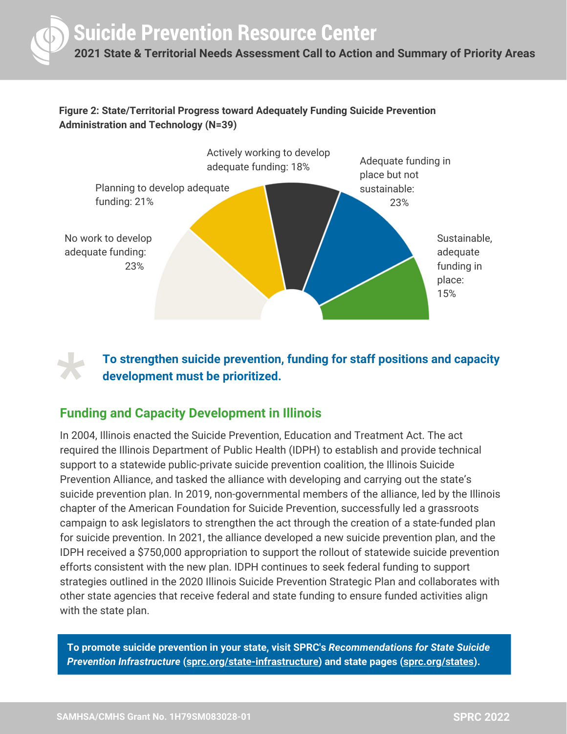**Figure 2: State/Territorial Progress toward Adequately Funding Suicide Prevention Administration and Technology (N=39)**

No work to develop adequate funding: 23%

Planning to develop adequate funding: 21%

Actively working to develop adequate funding: 18%

Adequate funding in place but not sustainable: 23%

Sustainable, adequate funding in place: 15%

*

**To strengthen suicide prevention, funding for staff positions and capacity development must be prioritized.**

## Funding and Capacity Development in Illinois

In 2004, Illinois enacted the Suicide Prevention, Education and Treatment Act. The act required the Illinois Department of Public Health (IDPH) to establish and provide technical support to a statewide public-private suicide prevention coalition, the Illinois Suicide Prevention Alliance, and tasked the alliance with developing and carrying out the state's suicide prevention plan. In 2019, non-governmental members of the alliance, led by the Illinois chapter of the American Foundation for Suicide Prevention, successfully led a grassroots campaign to ask legislators to strengthen the act through the creation of a state-funded plan for suicide prevention. In 2021, the alliance developed a new suicide prevention plan, and the IDPH received a $750,000 appropriation to support the rollout of statewide suicide prevention efforts consistent with the new plan. IDPH continues to seek federal funding to support strategies outlined in the 2020 Illinois Suicide Prevention Strategic Plan and collaborates with other state agencies that receive federal and state funding to ensure funded activities align with the state plan.

**To promote suicide prevention in your state, visit SPRC's *Recommendations for State Suicide Prevention Infrastructure* (sprc.org/state-infrastructure) and state pages (sprc.org/states).**

SAMHSA/CMHS Grant No. 1H79SM083028-01

SPRC 2022